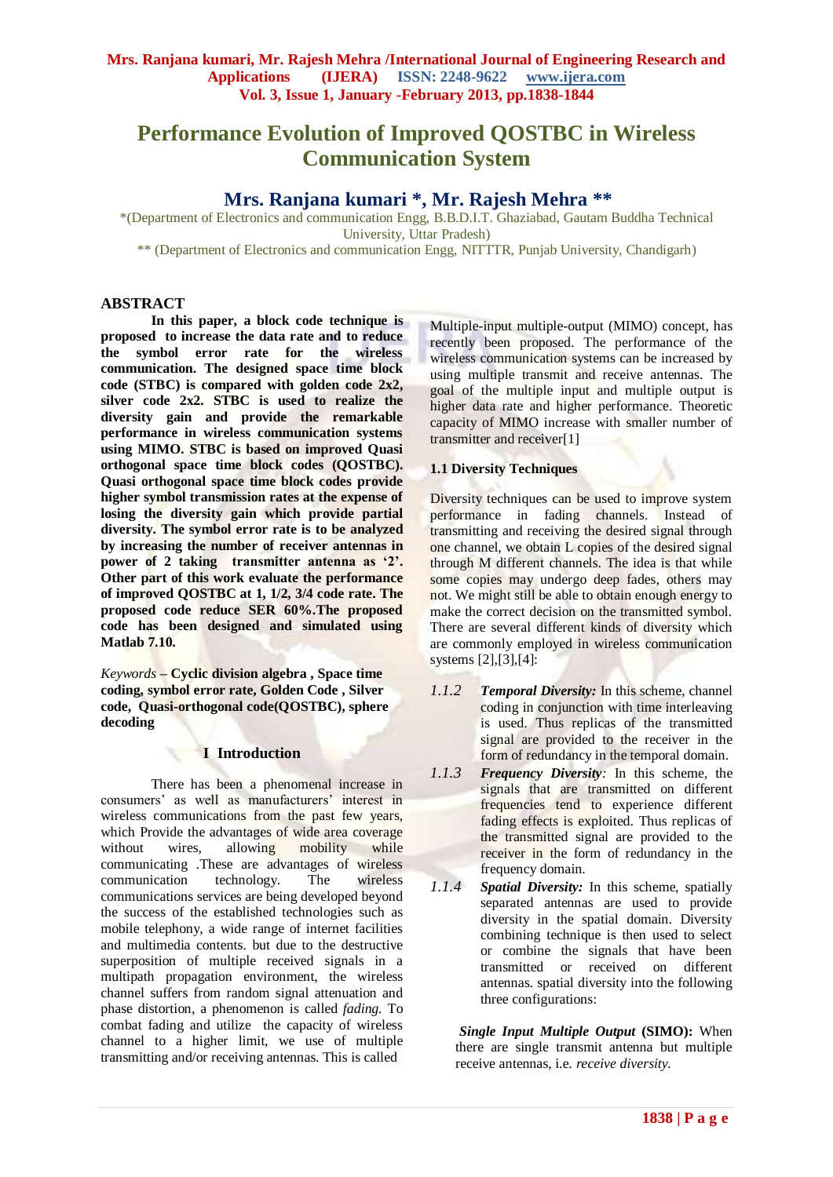# Performance Evolution of Improved QOSTBC in Wireless Communication System

## Mrs. Ranjana kumari *, Mr. Rajesh Mehra **

*(Department of Electronics and communication Engg, B.B.D.I.T. Ghaziabad, Gautam Buddha Technical University, Uttar Pradesh)

** (Department of Electronics and communication Engg, NITTTR, Punjab University, Chandigarh)

## ABSTRACT

**In this paper, a block code technique is proposed to increase the data rate and to reduce the symbol error rate for the wireless communication. The designed space time block code (STBC) is compared with golden code 2x2, silver code 2x2. STBC is used to realize the diversity gain and provide the remarkable performance in wireless communication systems using MIMO. STBC is based on improved Quasi orthogonal space time block codes (QOSTBC). Quasi orthogonal space time block codes provide higher symbol transmission rates at the expense of losing the diversity gain which provide partial diversity. The symbol error rate is to be analyzed by increasing the number of receiver antennas in power of 2 taking transmitter antenna as '2'. Other part of this work evaluate the performance of improved QOSTBC at 1, 1/2, 3/4 code rate. The proposed code reduce SER 60%.The proposed code has been designed and simulated using Matlab 7.10.**

*Keywords* – **Cyclic division algebra , Space time coding, symbol error rate, Golden Code , Silver code, Quasi-orthogonal code(QOSTBC), sphere decoding**

## I Introduction

There has been a phenomenal increase in consumers' as well as manufacturers' interest in wireless communications from the past few years, which Provide the advantages of wide area coverage without wires, allowing mobility while communicating .These are advantages of wireless communication technology. The wireless communications services are being developed beyond the success of the established technologies such as mobile telephony, a wide range of internet facilities and multimedia contents. but due to the destructive superposition of multiple received signals in a multipath propagation environment, the wireless channel suffers from random signal attenuation and phase distortion, a phenomenon is called *fading.* To combat fading and utilize the capacity of wireless channel to a higher limit, we use of multiple transmitting and/or receiving antennas. This is called Multiple-input multiple-output (MIMO) concept, has recently been proposed. The performance of the wireless communication systems can be increased by using multiple transmit and receive antennas. The goal of the multiple input and multiple output is higher data rate and higher performance. Theoretic capacity of MIMO increase with smaller number of transmitter and receiver[1]

### 1.1 Diversity Techniques

Diversity techniques can be used to improve system performance in fading channels. Instead of transmitting and receiving the desired signal through one channel, we obtain L copies of the desired signal through M different channels. The idea is that while some copies may undergo deep fades, others may not. We might still be able to obtain enough energy to make the correct decision on the transmitted symbol. There are several different kinds of diversity which are commonly employed in wireless communication systems [2],[3],[4]:

*1.1.2* ***Temporal Diversity:*** In this scheme, channel coding in conjunction with time interleaving is used. Thus replicas of the transmitted signal are provided to the receiver in the form of redundancy in the temporal domain.

*1.1.3* ***Frequency Diversity****:* In this scheme, the signals that are transmitted on different frequencies tend to experience different fading effects is exploited. Thus replicas of the transmitted signal are provided to the receiver in the form of redundancy in the frequency domain.

*1.1.4* ***Spatial Diversity:*** In this scheme, spatially separated antennas are used to provide diversity in the spatial domain. Diversity combining technique is then used to select or combine the signals that have been transmitted or received on different antennas. spatial diversity into the following three configurations:

***Single Input Multiple Output*** **(SIMO):** When there are single transmit antenna but multiple receive antennas, i.e. *receive diversity.*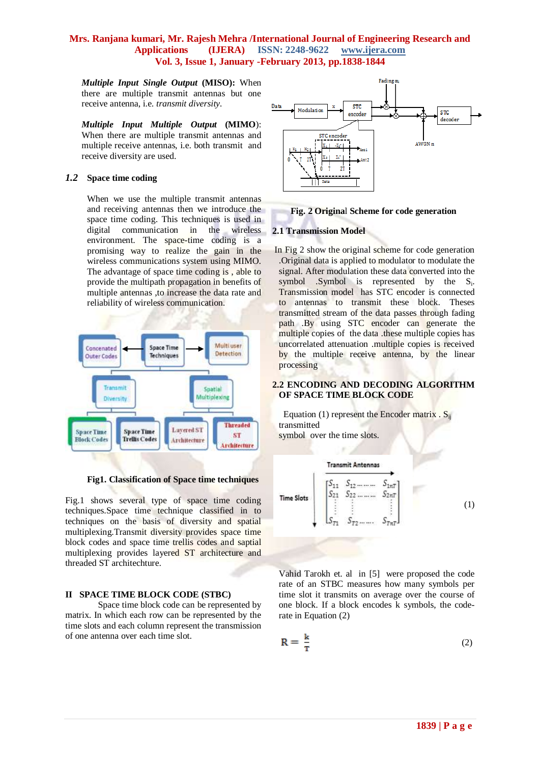***Multiple Input Single Output*** **(MISO):** When there are multiple transmit antennas but one receive antenna, i.e. *transmit diversity*.

***Multiple Input Multiple Output*** **(MIMO)**: When there are multiple transmit antennas and multiple receive antennas, i.e. both transmit and receive diversity are used.

### *1.2* Space time coding

When we use the multiple transmit antennas and receiving antennas then we introduce the space time coding. This techniques is used in digital communication in the wireless environment. The space-time coding is a promising way to realize the gain in the wireless communications system using MIMO. The advantage of space time coding is , able to provide the multipath propagation in benefits of multiple antennas ,to increase the data rate and reliability of wireless communication.

**Fig1. Classification of Space time techniques**

Fig.1 shows several type of space time coding techniques.Space time technique classified in to techniques on the basis of diversity and spatial multiplexing.Transmit diversity provides space time block codes and space time trellis codes and saptial multiplexing provides layered ST architecture and threaded ST architechture.

## II SPACE TIME BLOCK CODE (STBC)

Space time block code can be represented by matrix. In which each row can be represented by the time slots and each column represent the transmission of one antenna over each time slot.

**Fig. 2 Original Scheme for code generation**

### 2.1 Transmission Model

In Fig 2 show the original scheme for code generation .Original data is applied to modulator to modulate the signal. After modulation these data converted into the symbol .Symbol is represented by the $S_i$. Transmission model has STC encoder is connected to antennas to transmit these block. Theses transmitted stream of the data passes through fading path .By using STC encoder can generate the multiple copies of the data .these multiple copies has uncorrelated attenuation .multiple copies is received by the multiple receive antenna, by the linear processing

### 2.2 ENCODING AND DECODING ALGORITHM OF SPACE TIME BLOCK CODE

Equation (1) represent the Encoder matrix . $S_{ij}$ transmitted symbol over the time slots.

$$\text{Time Slots} \downarrow \quad \overset{\text{Transmit Antennas}}{\begin{bmatrix} S_{11} & S_{12} \cdots\cdots & S_{1nT} \\ S_{21} & S_{22} \cdots\cdots & S_{2nT} \\ \vdots & \vdots & \vdots \\ S_{T1} & S_{T2} \cdots\cdots & S_{TnT} \end{bmatrix}} \qquad (1)$$

Vahid Tarokh et. al in [5] were proposed the code rate of an STBC measures how many symbols per time slot it transmits on average over the course of one block. If a block encodes k symbols, the code-rate in Equation (2)

$$R = \frac{k}{T} \qquad (2)$$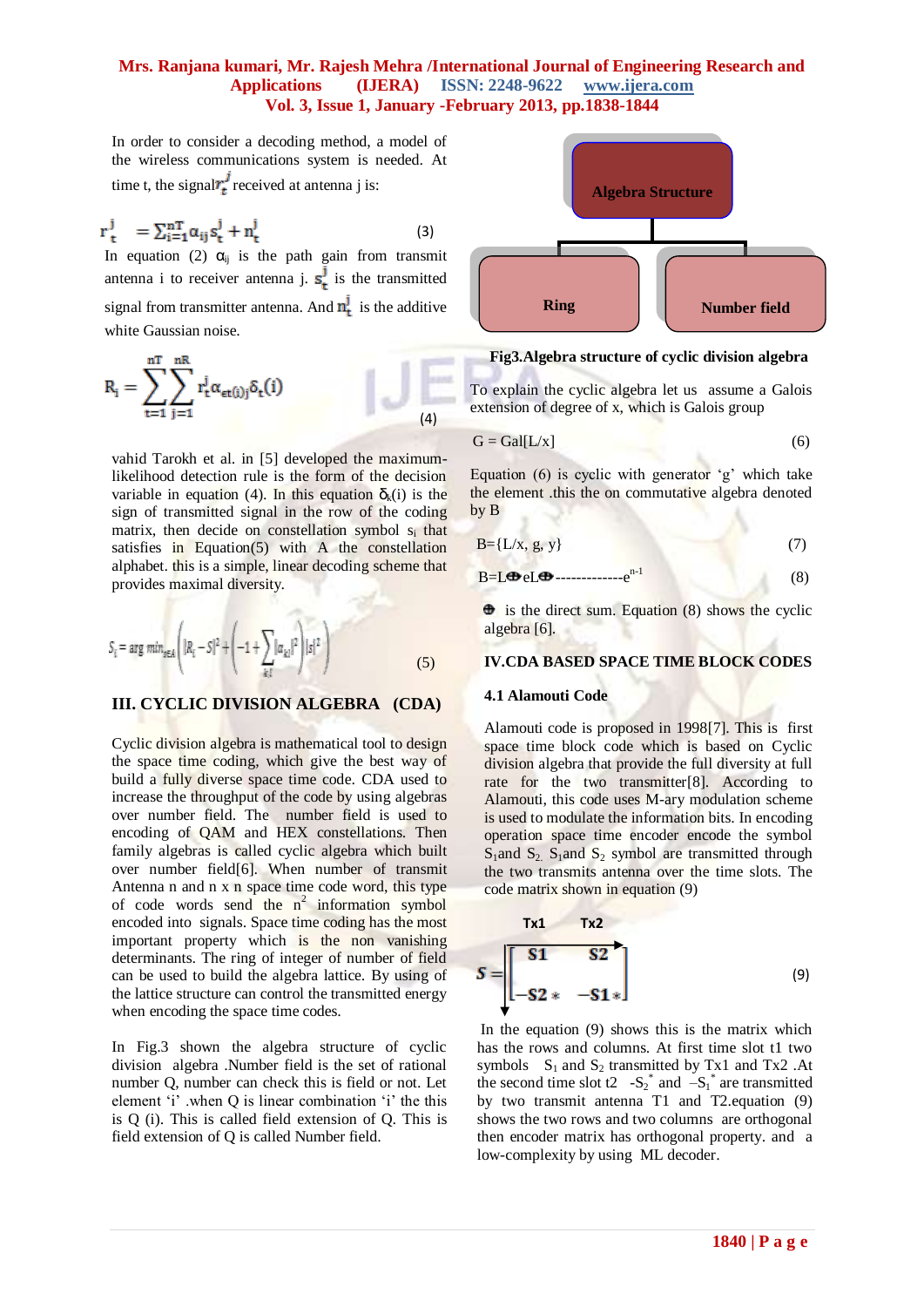In order to consider a decoding method, a model of the wireless communications system is needed. At time t, the signal $r_t^j$ received at antenna j is:

$$r_t^j = \sum_{i=1}^{nT} \alpha_{ij} s_t^j + n_t^j \qquad (3)$$

In equation (2) $\alpha_{ij}$ is the path gain from transmit antenna i to receiver antenna j. $s_t^j$ is the transmitted signal from transmitter antenna. And $n_t^j$ is the additive white Gaussian noise.

$$R_i = \sum_{t=1}^{nT} \sum_{j=1}^{nR} r_t^j \alpha_{\epsilon t(i)j} \delta_t(i) \qquad (4)$$

vahid Tarokh et al. in [5] developed the maximum-likelihood detection rule is the form of the decision variable in equation (4). In this equation $\delta_k(i)$ is the sign of transmitted signal in the row of the coding matrix, then decide on constellation symbol $s_i$ that satisfies in Equation(5) with A the constellation alphabet. this is a simple, linear decoding scheme that provides maximal diversity.

$$S_i = \arg min_{s \in A} \left( |R_i - S|^2 + \left( -1 + \sum_{k,l} |\alpha_{kl}|^2 \right) |s|^2 \right) \qquad (5)$$

## III. CYCLIC DIVISION ALGEBRA (CDA)

Cyclic division algebra is mathematical tool to design the space time coding, which give the best way of build a fully diverse space time code. CDA used to increase the throughput of the code by using algebras over number field. The number field is used to encoding of QAM and HEX constellations. Then family algebras is called cyclic algebra which built over number field[6]. When number of transmit Antenna n and n x n space time code word, this type of code words send the $n^2$ information symbol encoded into signals. Space time coding has the most important property which is the non vanishing determinants. The ring of integer of number of field can be used to build the algebra lattice. By using of the lattice structure can control the transmitted energy when encoding the space time codes.

In Fig.3 shown the algebra structure of cyclic division algebra .Number field is the set of rational number Q, number can check this is field or not. Let element 'i' .when Q is linear combination 'i' the this is Q (i). This is called field extension of Q. This is field extension of Q is called Number field.

Algebra Structure

Ring | Number field

**Fig3.Algebra structure of cyclic division algebra**

To explain the cyclic algebra let us assume a Galois extension of degree of x, which is Galois group

$$G = Gal[L/x] \qquad (6)$$

Equation (6) is cyclic with generator 'g' which take the element .this the on commutative algebra denoted by B

$$B=\{L/x, g, y\} \qquad (7)$$

$$B=L \oplus eL \oplus \text{-------------} e^{n-1} \qquad (8)$$

$\oplus$ is the direct sum. Equation (8) shows the cyclic algebra [6].

## IV.CDA BASED SPACE TIME BLOCK CODES

### 4.1 Alamouti Code

Alamouti code is proposed in 1998[7]. This is first space time block code which is based on Cyclic division algebra that provide the full diversity at full rate for the two transmitter[8]. According to Alamouti, this code uses M-ary modulation scheme is used to modulate the information bits. In encoding operation space time encoder encode the symbol $S_1$and $S_2$. $S_1$and $S_2$ symbol are transmitted through the two transmits antenna over the time slots. The code matrix shown in equation (9)

$$S = \begin{bmatrix} S1 & S2 \\ -S2* & -S1* \end{bmatrix} \qquad (9)$$

(columns: Tx1, Tx2)

In the equation (9) shows this is the matrix which has the rows and columns. At first time slot t1 two symbols $S_1$ and $S_2$ transmitted by Tx1 and Tx2 .At the second time slot t2 $-S_2^*$ and $-S_1^*$ are transmitted by two transmit antenna T1 and T2.equation (9) shows the two rows and two columns are orthogonal then encoder matrix has orthogonal property. and a low-complexity by using ML decoder.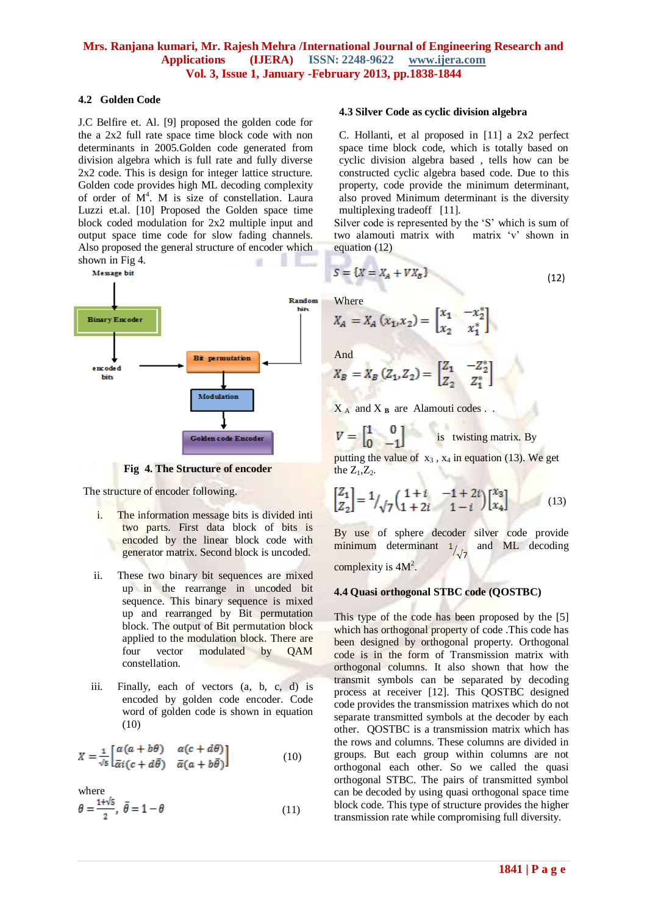### 4.2 Golden Code

J.C Belfire et. Al. [9] proposed the golden code for the a 2x2 full rate space time block code with non determinants in 2005.Golden code generated from division algebra which is full rate and fully diverse 2x2 code. This is design for integer lattice structure. Golden code provides high ML decoding complexity of order of $M^4$. M is size of constellation. Laura Luzzi et.al. [10] Proposed the Golden space time block coded modulation for 2x2 multiple input and output space time code for slow fading channels. Also proposed the general structure of encoder which shown in Fig 4.

Message bit

Binary Encoder

Random bits

encoded bits

Bit permutation

Modulation

Golden code Encoder

**Fig 4. The Structure of encoder**

The structure of encoder following.

i. The information message bits is divided inti two parts. First data block of bits is encoded by the linear block code with generator matrix. Second block is uncoded.

ii. These two binary bit sequences are mixed up in the rearrange in uncoded bit sequence. This binary bit sequence is mixed up and rearranged by Bit permutation block. The output of Bit permutation block applied to the modulation block. There are four vector modulated by QAM constellation.

iii. Finally, each of vectors (a, b, c, d) is encoded by golden code encoder. Code word of golden code is shown in equation (10)

$$X = \frac{1}{\sqrt{5}}\begin{bmatrix} \alpha(a+b\theta) & \alpha(c+d\theta) \\ \bar{\alpha}i(c+d\bar{\theta}) & \bar{\alpha}(a+b\bar{\theta}) \end{bmatrix} \quad (10)$$

where

$$\theta = \frac{1+\sqrt{5}}{2},\ \bar{\theta} = 1-\theta \quad (11)$$

### 4.3 Silver Code as cyclic division algebra

C. Hollanti, et al proposed in [11] a 2x2 perfect space time block code, which is totally based on cyclic division algebra based , tells how can be constructed cyclic algebra based code. Due to this property, code provide the minimum determinant, also proved Minimum determinant is the diversity multiplexing tradeoff [11].

Silver code is represented by the 'S' which is sum of two alamouti matrix with matrix 'v' shown in equation (12)

$$S = \{X = X_A + VX_B\} \quad (12)$$

Where

$$X_A = X_A(x_1, x_2) = \begin{bmatrix} x_1 & -x_2^* \\ x_2 & x_1^* \end{bmatrix}$$

And

$$X_B = X_B(Z_1, Z_2) = \begin{bmatrix} Z_1 & -Z_2^* \\ Z_2 & Z_1^* \end{bmatrix}$$

$X_A$ and $X_B$ are Alamouti codes . .

$V = \begin{bmatrix} 1 & 0 \\ 0 & -1 \end{bmatrix}$ is twisting matrix. By putting the value of $x_3$ , $x_4$ in equation (13). We get the $Z_1$,$Z_2$.

$$\begin{bmatrix} Z_1 \\ Z_2 \end{bmatrix} = 1/\sqrt{7}\begin{pmatrix} 1+i & -1+2i \\ 1+2i & 1-i \end{pmatrix}\begin{bmatrix} x_3 \\ x_4 \end{bmatrix} \quad (13)$$

By use of sphere decoder silver code provide minimum determinant $1/\sqrt{7}$ and ML decoding complexity is $4M^2$.

### 4.4 Quasi orthogonal STBC code (QOSTBC)

This type of the code has been proposed by the [5] which has orthogonal property of code .This code has been designed by orthogonal property. Orthogonal code is in the form of Transmission matrix with orthogonal columns. It also shown that how the transmit symbols can be separated by decoding process at receiver [12]. This QOSTBC designed code provides the transmission matrices which do not separate transmitted symbols at the decoder by each other. QOSTBC is a transmission matrix which has the rows and columns. These columns are divided in groups. But each group within columns are not orthogonal each other. So we called the quasi orthogonal STBC. The pairs of transmitted symbol can be decoded by using quasi orthogonal space time block code. This type of structure provides the higher transmission rate while compromising full diversity.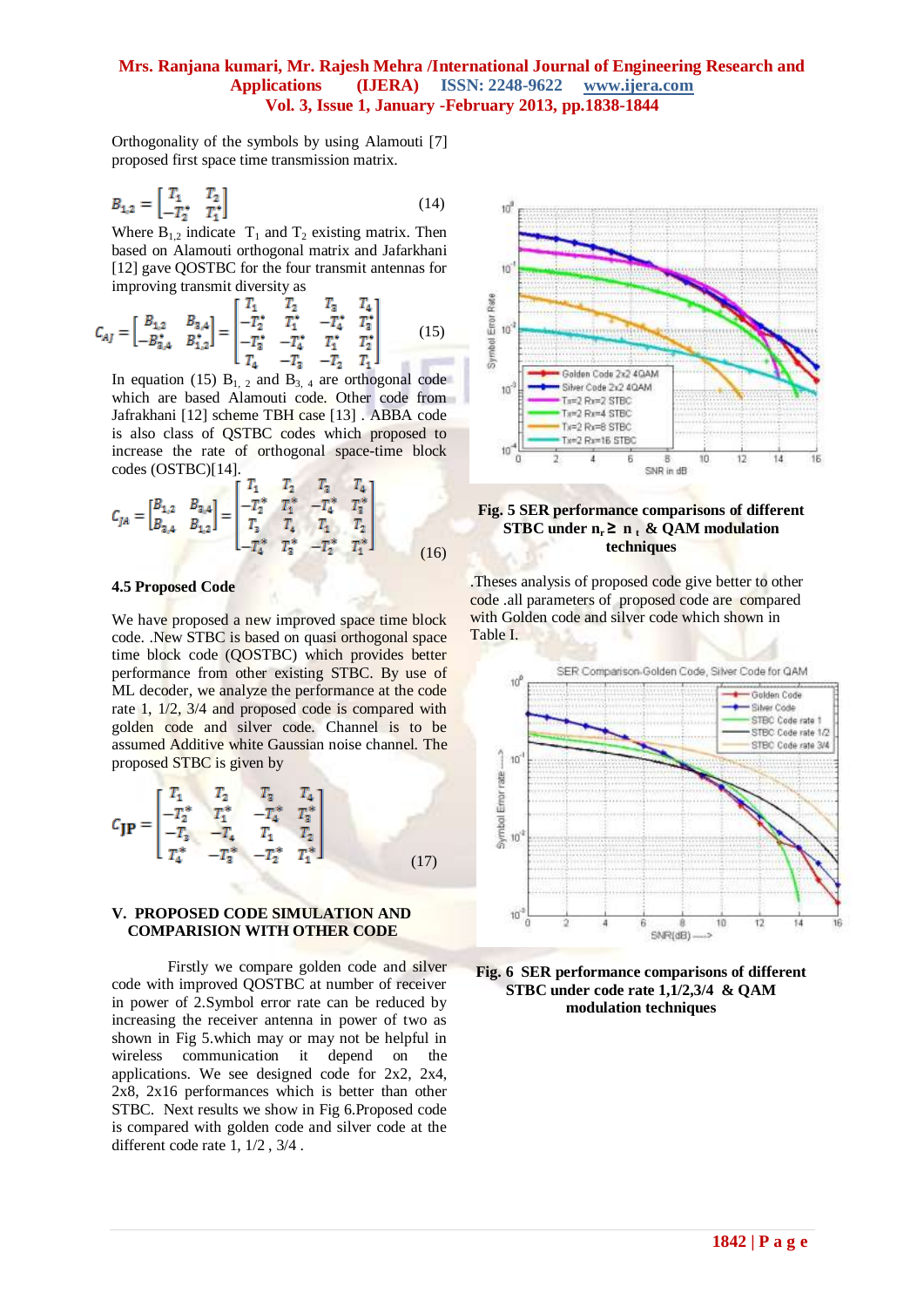Orthogonality of the symbols by using Alamouti [7] proposed first space time transmission matrix.

$$B_{1,2} = \begin{bmatrix} T_1 & T_2 \\ -T_2^* & T_1^* \end{bmatrix} \quad (14)$$

Where $B_{1,2}$ indicate $T_1$ and $T_2$ existing matrix. Then based on Alamouti orthogonal matrix and Jafarkhani [12] gave QOSTBC for the four transmit antennas for improving transmit diversity as

$$C_{AJ} = \begin{bmatrix} B_{1,2} & B_{3,4} \\ -B_{3,4}^* & B_{1,2}^* \end{bmatrix} = \begin{bmatrix} T_1 & T_2 & T_3 & T_4 \\ -T_2^* & T_1^* & -T_4^* & T_3^* \\ -T_3^* & -T_4^* & T_1^* & T_2^* \\ T_4 & -T_3 & -T_2 & T_1 \end{bmatrix} \quad (15)$$

In equation (15) $B_{1,2}$ and $B_{3,4}$ are orthogonal code which are based Alamouti code. Other code from Jafrakhani [12] scheme TBH case [13] . ABBA code is also class of QSTBC codes which proposed to increase the rate of orthogonal space-time block codes (OSTBC)[14].

$$C_{JA} = \begin{bmatrix} B_{1,2} & B_{3,4} \\ B_{3,4} & B_{1,2} \end{bmatrix} = \begin{bmatrix} T_1 & T_2 & T_3 & T_4 \\ -T_2^* & T_1^* & -T_4^* & T_3^* \\ T_3 & T_4 & T_1 & T_2 \\ -T_4^* & T_3^* & -T_2^* & T_1^* \end{bmatrix} \quad (16)$$

### 4.5 Proposed Code

We have proposed a new improved space time block code. .New STBC is based on quasi orthogonal space time block code (QOSTBC) which provides better performance from other existing STBC. By use of ML decoder, we analyze the performance at the code rate 1, 1/2, 3/4 and proposed code is compared with golden code and silver code. Channel is to be assumed Additive white Gaussian noise channel. The proposed STBC is given by

$$C_{JP} = \begin{bmatrix} T_1 & T_2 & T_3 & T_4 \\ -T_2^* & T_1^* & -T_4^* & T_3^* \\ -T_3 & -T_4 & T_1 & T_2 \\ T_4^* & -T_3^* & -T_2^* & T_1^* \end{bmatrix} \quad (17)$$

## V. PROPOSED CODE SIMULATION AND COMPARISION WITH OTHER CODE

Firstly we compare golden code and silver code with improved QOSTBC at number of receiver in power of 2.Symbol error rate can be reduced by increasing the receiver antenna in power of two as shown in Fig 5.which may or may not be helpful in wireless communication it depend on the applications. We see designed code for 2x2, 2x4, 2x8, 2x16 performances which is better than other STBC. Next results we show in Fig 6.Proposed code is compared with golden code and silver code at the different code rate 1, 1/2 , 3/4 .

**Fig. 5 SER performance comparisons of different STBC under $n_r \geq n_t$ & QAM modulation techniques**

.Theses analysis of proposed code give better to other code .all parameters of proposed code are compared with Golden code and silver code which shown in Table I.

**Fig. 6 SER performance comparisons of different STBC under code rate 1,1/2,3/4 & QAM modulation techniques**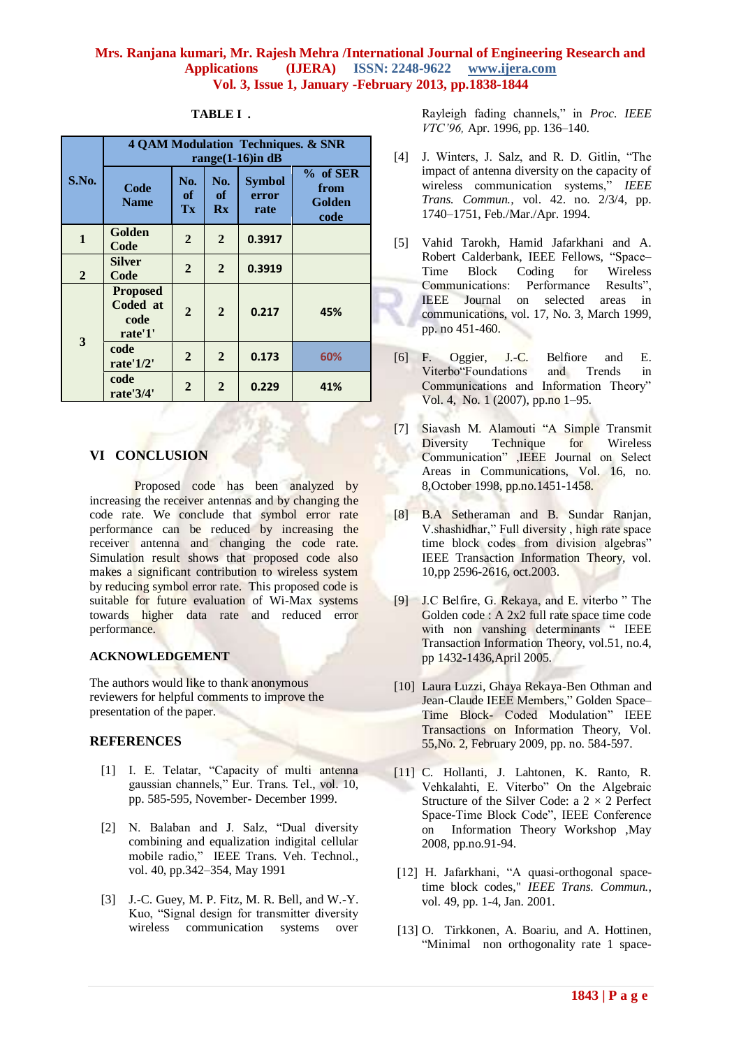**TABLE I .**

| S.No. | 4 QAM Modulation Techniques. & SNR range(1-16)in dB | | | | |
|---|---|---|---|---|---|
| | Code Name | No. of Tx | No. of Rx | Symbol error rate | % of SER from Golden code |
| 1 | Golden Code | 2 | 2 | 0.3917 | |
| 2 | Silver Code | 2 | 2 | 0.3919 | |
| 3 | Proposed Coded at code rate'1' | 2 | 2 | 0.217 | 45% |
| | code rate'1/2' | 2 | 2 | 0.173 | 60% |
| | code rate'3/4' | 2 | 2 | 0.229 | 41% |

## VI CONCLUSION

Proposed code has been analyzed by increasing the receiver antennas and by changing the code rate. We conclude that symbol error rate performance can be reduced by increasing the receiver antenna and changing the code rate. Simulation result shows that proposed code also makes a significant contribution to wireless system by reducing symbol error rate. This proposed code is suitable for future evaluation of Wi-Max systems towards higher data rate and reduced error performance.

## ACKNOWLEDGEMENT

The authors would like to thank anonymous reviewers for helpful comments to improve the presentation of the paper.

## REFERENCES

[1] I. E. Telatar, "Capacity of multi antenna gaussian channels," Eur. Trans. Tel., vol. 10, pp. 585-595, November- December 1999.

[2] N. Balaban and J. Salz, "Dual diversity combining and equalization indigital cellular mobile radio," IEEE Trans. Veh. Technol., vol. 40, pp.342–354, May 1991

[3] J.-C. Guey, M. P. Fitz, M. R. Bell, and W.-Y. Kuo, "Signal design for transmitter diversity wireless communication systems over Rayleigh fading channels," in *Proc. IEEE VTC'96,* Apr. 1996, pp. 136–140.

[4] J. Winters, J. Salz, and R. D. Gitlin, "The impact of antenna diversity on the capacity of wireless communication systems," *IEEE Trans. Commun.*, vol. 42. no. 2/3/4, pp. 1740–1751, Feb./Mar./Apr. 1994.

[5] Vahid Tarokh, Hamid Jafarkhani and A. Robert Calderbank, IEEE Fellows, "Space–Time Block Coding for Wireless Communications: Performance Results", IEEE Journal on selected areas in communications, vol. 17, No. 3, March 1999, pp. no 451-460.

[6] F. Oggier, J.-C. Belfiore and E. Viterbo"Foundations and Trends in Communications and Information Theory" Vol. 4, No. 1 (2007), pp.no 1–95.

[7] Siavash M. Alamouti "A Simple Transmit Diversity Technique for Wireless Communication" ,IEEE Journal on Select Areas in Communications, Vol. 16, no. 8,October 1998, pp.no.1451-1458.

[8] B.A Setheraman and B. Sundar Ranjan, V.shashidhar," Full diversity , high rate space time block codes from division algebras" IEEE Transaction Information Theory, vol. 10,pp 2596-2616, oct.2003.

[9] J.C Belfire, G. Rekaya, and E. viterbo " The Golden code : A 2x2 full rate space time code with non vanshing determinants " IEEE Transaction Information Theory, vol.51, no.4, pp 1432-1436,April 2005.

[10] Laura Luzzi, Ghaya Rekaya-Ben Othman and Jean-Claude IEEE Members," Golden Space–Time Block- Coded Modulation" IEEE Transactions on Information Theory, Vol. 55,No. 2, February 2009, pp. no. 584-597.

[11] C. Hollanti, J. Lahtonen, K. Ranto, R. Vehkalahti, E. Viterbo" On the Algebraic Structure of the Silver Code: a 2 × 2 Perfect Space-Time Block Code", IEEE Conference on Information Theory Workshop ,May 2008, pp.no.91-94.

[12] H. Jafarkhani, "A quasi-orthogonal space-time block codes," *IEEE Trans. Commun.*, vol. 49, pp. 1-4, Jan. 2001.

[13] O. Tirkkonen, A. Boariu, and A. Hottinen, "Minimal non orthogonality rate 1 space-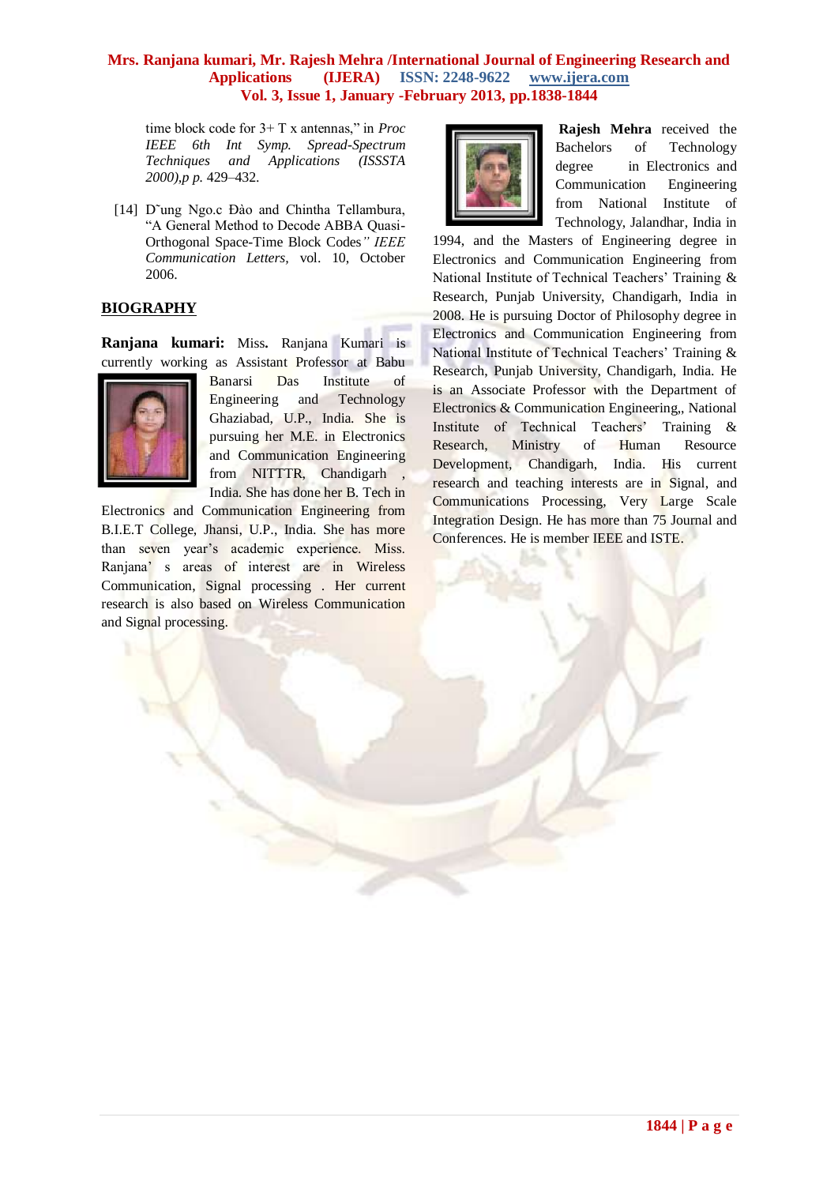time block code for 3+ T x antennas," in *Proc IEEE 6th Int Symp. Spread-Spectrum Techniques and Applications (ISSSTA 2000),p p.* 429–432.

[14] D˜ung Ngo.c Đào and Chintha Tellambura, "A General Method to Decode ABBA Quasi-Orthogonal Space-Time Block Codes*" IEEE Communication Letters,* vol. 10, October 2006.

## BIOGRAPHY

**Ranjana kumari:** Miss**.** Ranjana Kumari is currently working as Assistant Professor at Babu Banarsi Das Institute of Engineering and Technology Ghaziabad, U.P., India. She is pursuing her M.E. in Electronics and Communication Engineering from NITTTR, Chandigarh , India. She has done her B. Tech in Electronics and Communication Engineering from B.I.E.T College, Jhansi, U.P., India. She has more than seven year's academic experience. Miss. Ranjana' s areas of interest are in Wireless Communication, Signal processing . Her current research is also based on Wireless Communication and Signal processing.

**Rajesh Mehra** received the Bachelors of Technology degree in Electronics and Communication Engineering from National Institute of Technology, Jalandhar, India in 1994, and the Masters of Engineering degree in Electronics and Communication Engineering from National Institute of Technical Teachers' Training & Research, Punjab University, Chandigarh, India in 2008. He is pursuing Doctor of Philosophy degree in Electronics and Communication Engineering from National Institute of Technical Teachers' Training & Research, Punjab University, Chandigarh, India. He is an Associate Professor with the Department of Electronics & Communication Engineering,, National Institute of Technical Teachers' Training & Research, Ministry of Human Resource Development, Chandigarh, India. His current research and teaching interests are in Signal, and Communications Processing, Very Large Scale Integration Design. He has more than 75 Journal and Conferences. He is member IEEE and ISTE.